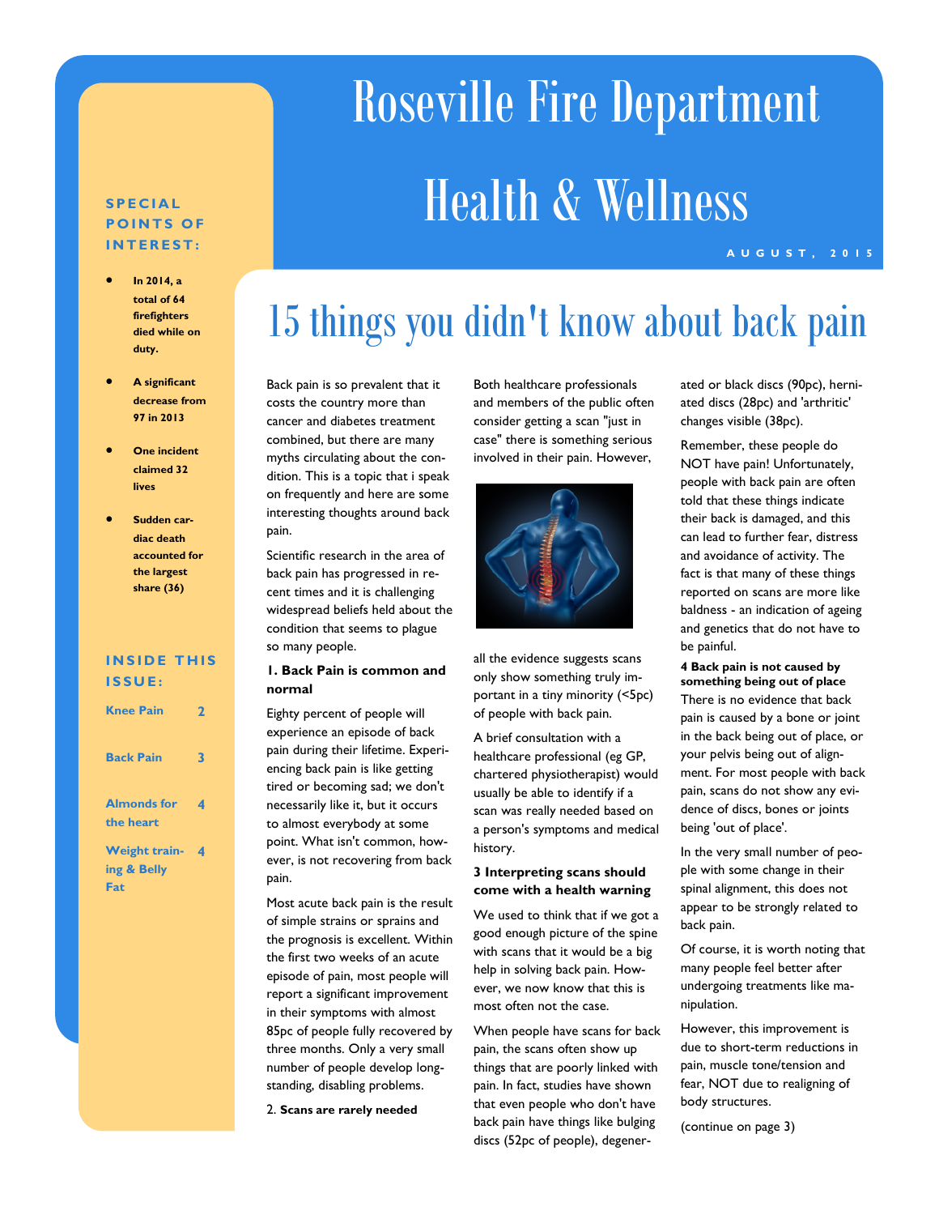# Roseville Fire Department

# Health & Wellness

AUGUST, 2015

**SPECIAL POINTS OF INTEREST:**

- **In 2014, a total of 64 firefighters died while on duty.**
- **A significant decrease from 97 in 2013**
- **One incident claimed 32 lives**
- **Sudden cardiac death accounted for the largest share (36)**

**INSIDE THIS ISSUE:**

| | |
|---|---|
| Knee Pain | 2 |
| Back Pain | 3 |
| Almonds for the heart | 4 |
| Weight training & Belly Fat | 4 |

## 15 things you didn't know about back pain

Back pain is so prevalent that it costs the country more than cancer and diabetes treatment combined, but there are many myths circulating about the condition. This is a topic that i speak on frequently and here are some interesting thoughts around back pain.

Scientific research in the area of back pain has progressed in recent times and it is challenging widespread beliefs held about the condition that seems to plague so many people.

**1. Back Pain is common and normal**

Eighty percent of people will experience an episode of back pain during their lifetime. Experiencing back pain is like getting tired or becoming sad; we don't necessarily like it, but it occurs to almost everybody at some point. What isn't common, however, is not recovering from back pain.

Most acute back pain is the result of simple strains or sprains and the prognosis is excellent. Within the first two weeks of an acute episode of pain, most people will report a significant improvement in their symptoms with almost 85pc of people fully recovered by three months. Only a very small number of people develop long-standing, disabling problems.

2. **Scans are rarely needed**

Both healthcare professionals and members of the public often consider getting a scan "just in case" there is something serious involved in their pain. However, all the evidence suggests scans only show something truly important in a tiny minority (<5pc) of people with back pain.

A brief consultation with a healthcare professional (eg GP, chartered physiotherapist) would usually be able to identify if a scan was really needed based on a person's symptoms and medical history.

**3 Interpreting scans should come with a health warning**

We used to think that if we got a good enough picture of the spine with scans that it would be a big help in solving back pain. However, we now know that this is most often not the case.

When people have scans for back pain, the scans often show up things that are poorly linked with pain. In fact, studies have shown that even people who don't have back pain have things like bulging discs (52pc of people), degenerated or black discs (90pc), herniated discs (28pc) and 'arthritic' changes visible (38pc).

Remember, these people do NOT have pain! Unfortunately, people with back pain are often told that these things indicate their back is damaged, and this can lead to further fear, distress and avoidance of activity. The fact is that many of these things reported on scans are more like baldness - an indication of ageing and genetics that do not have to be painful.

**4 Back pain is not caused by something being out of place**

There is no evidence that back pain is caused by a bone or joint in the back being out of place, or your pelvis being out of alignment. For most people with back pain, scans do not show any evidence of discs, bones or joints being 'out of place'.

In the very small number of people with some change in their spinal alignment, this does not appear to be strongly related to back pain.

Of course, it is worth noting that many people feel better after undergoing treatments like manipulation.

However, this improvement is due to short-term reductions in pain, muscle tone/tension and fear, NOT due to realigning of body structures.

(continue on page 3)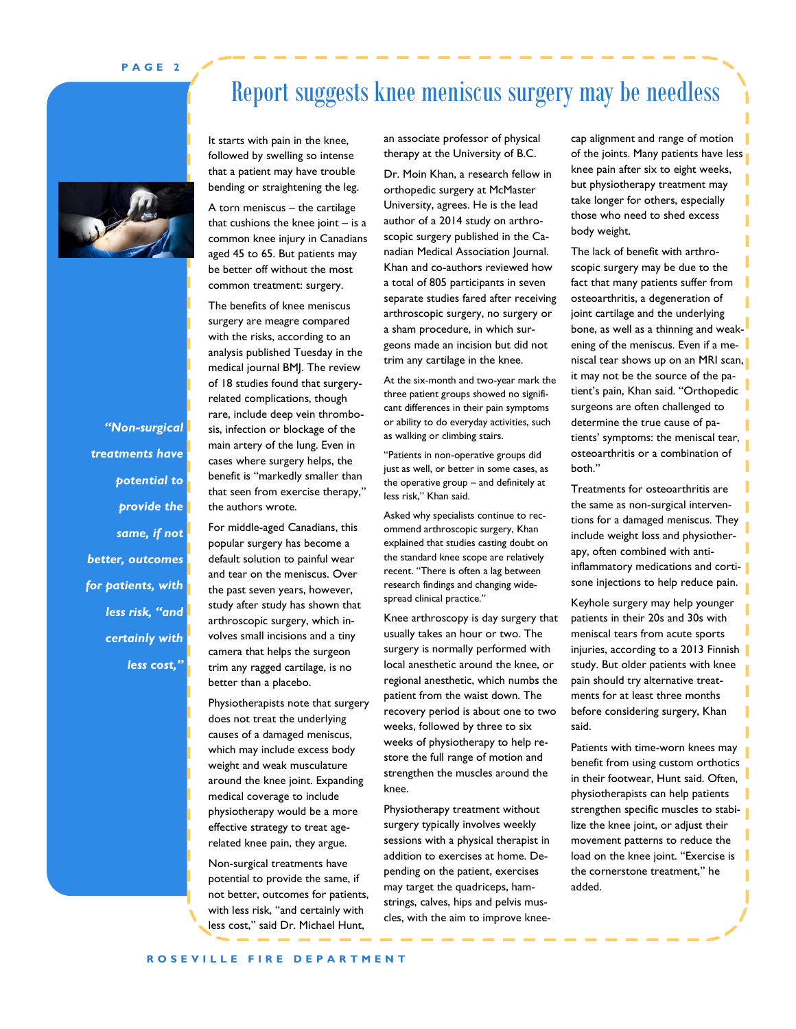# Report suggests knee meniscus surgery may be needless

It starts with pain in the knee, followed by swelling so intense that a patient may have trouble bending or straightening the leg.

A torn meniscus – the cartilage that cushions the knee joint – is a common knee injury in Canadians aged 45 to 65. But patients may be better off without the most common treatment: surgery.

The benefits of knee meniscus surgery are meagre compared with the risks, according to an analysis published Tuesday in the medical journal BMJ. The review of 18 studies found that surgery-related complications, though rare, include deep vein thrombosis, infection or blockage of the main artery of the lung. Even in cases where surgery helps, the benefit is "markedly smaller than that seen from exercise therapy," the authors wrote.

For middle-aged Canadians, this popular surgery has become a default solution to painful wear and tear on the meniscus. Over the past seven years, however, study after study has shown that arthroscopic surgery, which involves small incisions and a tiny camera that helps the surgeon trim any ragged cartilage, is no better than a placebo.

Physiotherapists note that surgery does not treat the underlying causes of a damaged meniscus, which may include excess body weight and weak musculature around the knee joint. Expanding medical coverage to include physiotherapy would be a more effective strategy to treat age-related knee pain, they argue.

Non-surgical treatments have potential to provide the same, if not better, outcomes for patients, with less risk, "and certainly with less cost," said Dr. Michael Hunt, an associate professor of physical therapy at the University of B.C.

> *"Non-surgical treatments have potential to provide the same, if not better, outcomes for patients, with less risk, "and certainly with less cost,"*

Dr. Moin Khan, a research fellow in orthopedic surgery at McMaster University, agrees. He is the lead author of a 2014 study on arthroscopic surgery published in the Canadian Medical Association Journal. Khan and co-authors reviewed how a total of 805 participants in seven separate studies fared after receiving arthroscopic surgery, no surgery or a sham procedure, in which surgeons made an incision but did not trim any cartilage in the knee.

At the six-month and two-year mark the three patient groups showed no significant differences in their pain symptoms or ability to do everyday activities, such as walking or climbing stairs.

"Patients in non-operative groups did just as well, or better in some cases, as the operative group – and definitely at less risk," Khan said.

Asked why specialists continue to recommend arthroscopic surgery, Khan explained that studies casting doubt on the standard knee scope are relatively recent. "There is often a lag between research findings and changing widespread clinical practice."

Knee arthroscopy is day surgery that usually takes an hour or two. The surgery is normally performed with local anesthetic around the knee, or regional anesthetic, which numbs the patient from the waist down. The recovery period is about one to two weeks, followed by three to six weeks of physiotherapy to help restore the full range of motion and strengthen the muscles around the knee.

Physiotherapy treatment without surgery typically involves weekly sessions with a physical therapist in addition to exercises at home. Depending on the patient, exercises may target the quadriceps, hamstrings, calves, hips and pelvis muscles, with the aim to improve knee-cap alignment and range of motion of the joints. Many patients have less knee pain after six to eight weeks, but physiotherapy treatment may take longer for others, especially those who need to shed excess body weight.

The lack of benefit with arthroscopic surgery may be due to the fact that many patients suffer from osteoarthritis, a degeneration of joint cartilage and the underlying bone, as well as a thinning and weakening of the meniscus. Even if a meniscal tear shows up on an MRI scan, it may not be the source of the patient's pain, Khan said. "Orthopedic surgeons are often challenged to determine the true cause of patients' symptoms: the meniscal tear, osteoarthritis or a combination of both."

Treatments for osteoarthritis are the same as non-surgical interventions for a damaged meniscus. They include weight loss and physiotherapy, often combined with anti-inflammatory medications and corticosone injections to help reduce pain.

Keyhole surgery may help younger patients in their 20s and 30s with meniscal tears from acute sports injuries, according to a 2013 Finnish study. But older patients with knee pain should try alternative treatments for at least three months before considering surgery, Khan said.

Patients with time-worn knees may benefit from using custom orthotics in their footwear, Hunt said. Often, physiotherapists can help patients strengthen specific muscles to stabilize the knee joint, or adjust their movement patterns to reduce the load on the knee joint. "Exercise is the cornerstone treatment," he added.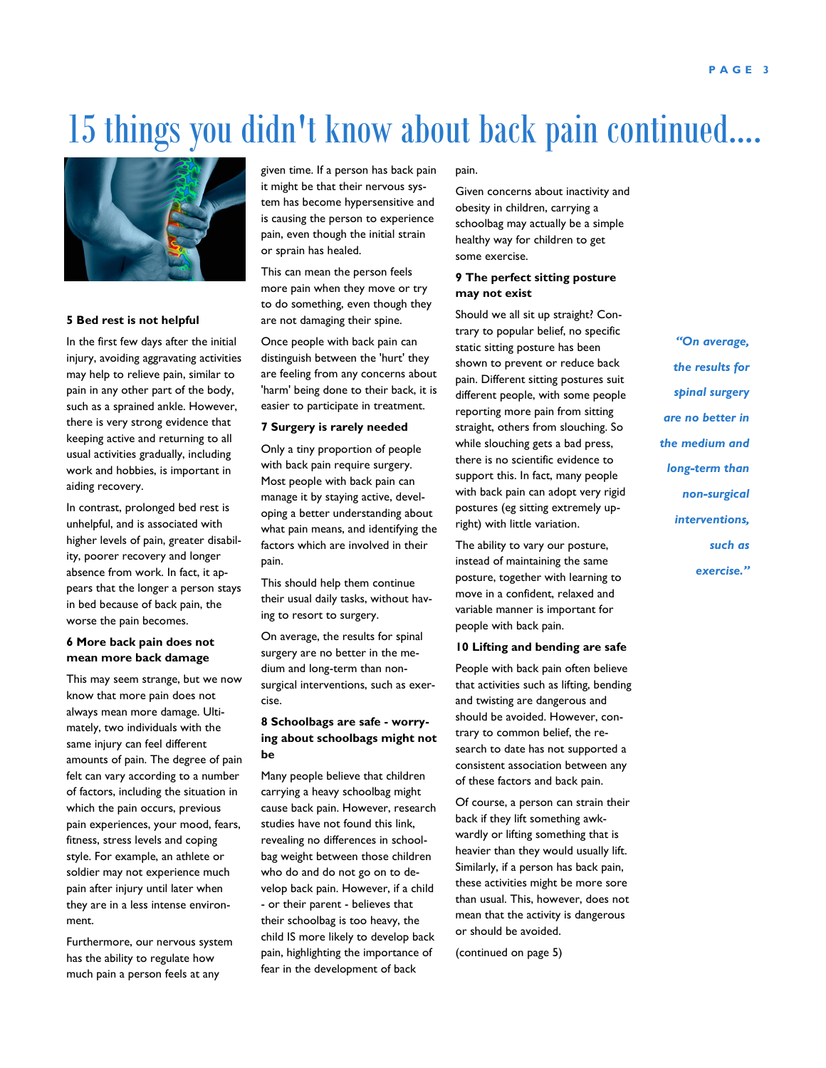# 15 things you didn't know about back pain continued....

### 5 Bed rest is not helpful

In the first few days after the initial injury, avoiding aggravating activities may help to relieve pain, similar to pain in any other part of the body, such as a sprained ankle. However, there is very strong evidence that keeping active and returning to all usual activities gradually, including work and hobbies, is important in aiding recovery.

In contrast, prolonged bed rest is unhelpful, and is associated with higher levels of pain, greater disability, poorer recovery and longer absence from work. In fact, it appears that the longer a person stays in bed because of back pain, the worse the pain becomes.

### 6 More back pain does not mean more back damage

This may seem strange, but we now know that more pain does not always mean more damage. Ultimately, two individuals with the same injury can feel different amounts of pain. The degree of pain felt can vary according to a number of factors, including the situation in which the pain occurs, previous pain experiences, your mood, fears, fitness, stress levels and coping style. For example, an athlete or soldier may not experience much pain after injury until later when they are in a less intense environment.

Furthermore, our nervous system has the ability to regulate how much pain a person feels at any given time. If a person has back pain it might be that their nervous system has become hypersensitive and is causing the person to experience pain, even though the initial strain or sprain has healed.

This can mean the person feels more pain when they move or try to do something, even though they are not damaging their spine.

Once people with back pain can distinguish between the 'hurt' they are feeling from any concerns about 'harm' being done to their back, it is easier to participate in treatment.

### 7 Surgery is rarely needed

Only a tiny proportion of people with back pain require surgery. Most people with back pain can manage it by staying active, developing a better understanding about what pain means, and identifying the factors which are involved in their pain.

This should help them continue their usual daily tasks, without having to resort to surgery.

On average, the results for spinal surgery are no better in the medium and long-term than non-surgical interventions, such as exercise.

### 8 Schoolbags are safe - worrying about schoolbags might not be

Many people believe that children carrying a heavy schoolbag might cause back pain. However, research studies have not found this link, revealing no differences in schoolbag weight between those children who do and do not go on to develop back pain. However, if a child - or their parent - believes that their schoolbag is too heavy, the child IS more likely to develop back pain, highlighting the importance of fear in the development of back pain.

Given concerns about inactivity and obesity in children, carrying a schoolbag may actually be a simple healthy way for children to get some exercise.

### 9 The perfect sitting posture may not exist

Should we all sit up straight? Contrary to popular belief, no specific static sitting posture has been shown to prevent or reduce back pain. Different sitting postures suit different people, with some people reporting more pain from sitting straight, others from slouching. So while slouching gets a bad press, there is no scientific evidence to support this. In fact, many people with back pain can adopt very rigid postures (eg sitting extremely upright) with little variation.

The ability to vary our posture, instead of maintaining the same posture, together with learning to move in a confident, relaxed and variable manner is important for people with back pain.

### 10 Lifting and bending are safe

People with back pain often believe that activities such as lifting, bending and twisting are dangerous and should be avoided. However, contrary to common belief, the research to date has not supported a consistent association between any of these factors and back pain.

Of course, a person can strain their back if they lift something awkwardly or lifting something that is heavier than they would usually lift. Similarly, if a person has back pain, these activities might be more sore than usual. This, however, does not mean that the activity is dangerous or should be avoided.

(continued on page 5)

> *"On average, the results for spinal surgery are no better in the medium and long-term than non-surgical interventions, such as exercise."*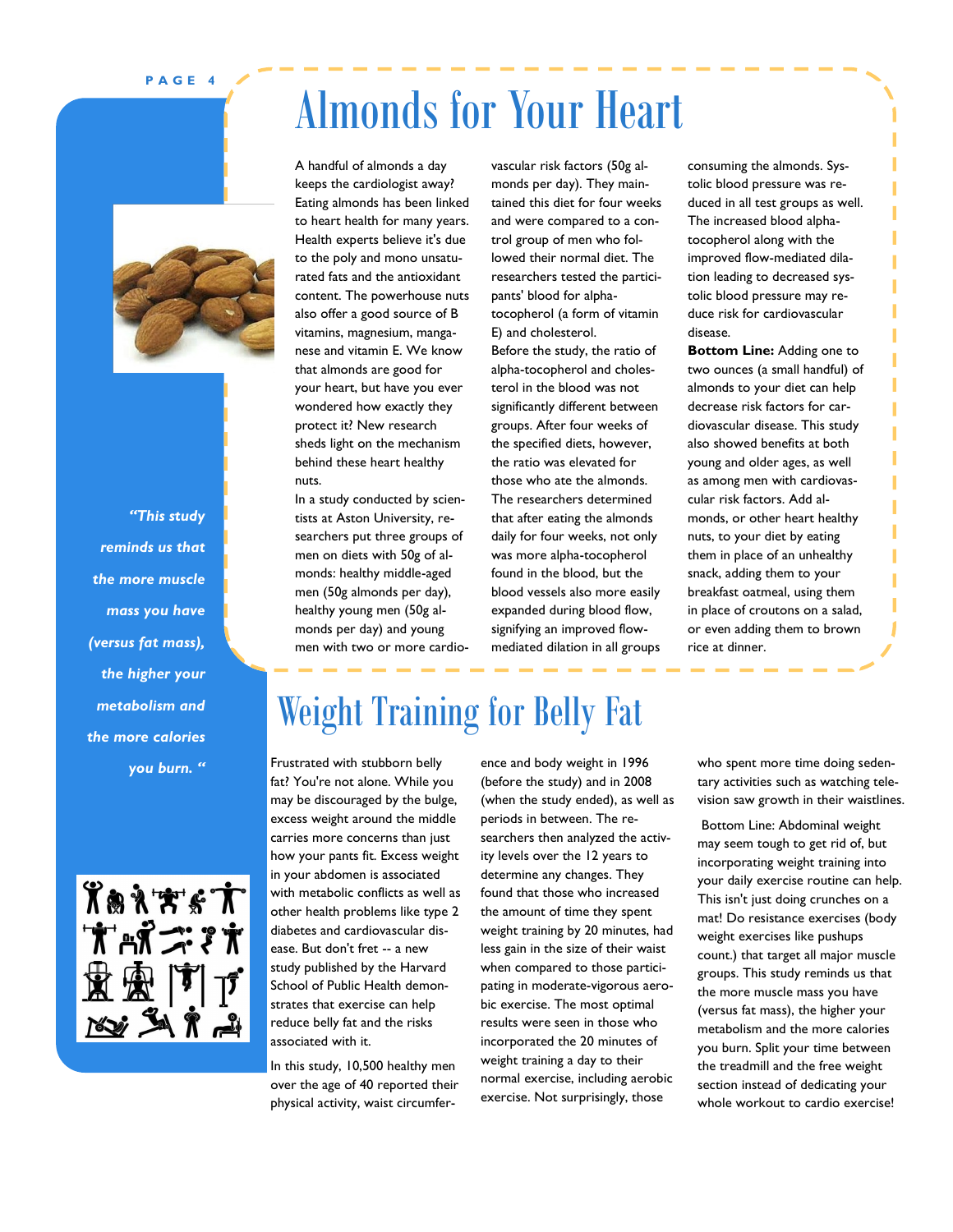# Almonds for Your Heart

A handful of almonds a day keeps the cardiologist away? Eating almonds has been linked to heart health for many years. Health experts believe it's due to the poly and mono unsaturated fats and the antioxidant content. The powerhouse nuts also offer a good source of B vitamins, magnesium, manganese and vitamin E. We know that almonds are good for your heart, but have you ever wondered how exactly they protect it? New research sheds light on the mechanism behind these heart healthy nuts.

In a study conducted by scientists at Aston University, researchers put three groups of men on diets with 50g of almonds: healthy middle-aged men (50g almonds per day), healthy young men (50g almonds per day) and young men with two or more cardiovascular risk factors (50g almonds per day). They maintained this diet for four weeks and were compared to a control group of men who followed their normal diet. The researchers tested the participants' blood for alpha-tocopherol (a form of vitamin E) and cholesterol.

Before the study, the ratio of alpha-tocopherol and cholesterol in the blood was not significantly different between groups. After four weeks of the specified diets, however, the ratio was elevated for those who ate the almonds. The researchers determined that after eating the almonds daily for four weeks, not only was more alpha-tocopherol found in the blood, but the blood vessels also more easily expanded during blood flow, signifying an improved flow-mediated dilation in all groups consuming the almonds. Systolic blood pressure was reduced in all test groups as well. The increased blood alpha-tocopherol along with the improved flow-mediated dilation leading to decreased systolic blood pressure may reduce risk for cardiovascular disease.

**Bottom Line:** Adding one to two ounces (a small handful) of almonds to your diet can help decrease risk factors for cardiovascular disease. This study also showed benefits at both young and older ages, as well as among men with cardiovascular risk factors. Add almonds, or other heart healthy nuts, to your diet by eating them in place of an unhealthy snack, adding them to your breakfast oatmeal, using them in place of croutons on a salad, or even adding them to brown rice at dinner.

*"This study reminds us that the more muscle mass you have (versus fat mass), the higher your metabolism and the more calories you burn."*

# Weight Training for Belly Fat

Frustrated with stubborn belly fat? You're not alone. While you may be discouraged by the bulge, excess weight around the middle carries more concerns than just how your pants fit. Excess weight in your abdomen is associated with metabolic conflicts as well as other health problems like type 2 diabetes and cardiovascular disease. But don't fret -- a new study published by the Harvard School of Public Health demonstrates that exercise can help reduce belly fat and the risks associated with it.

In this study, 10,500 healthy men over the age of 40 reported their physical activity, waist circumference and body weight in 1996 (before the study) and in 2008 (when the study ended), as well as periods in between. The researchers then analyzed the activity levels over the 12 years to determine any changes. They found that those who increased the amount of time they spent weight training by 20 minutes, had less gain in the size of their waist when compared to those participating in moderate-vigorous aerobic exercise. The most optimal results were seen in those who incorporated the 20 minutes of weight training a day to their normal exercise, including aerobic exercise. Not surprisingly, those who spent more time doing sedentary activities such as watching television saw growth in their waistlines.

Bottom Line: Abdominal weight may seem tough to get rid of, but incorporating weight training into your daily exercise routine can help. This isn't just doing crunches on a mat! Do resistance exercises (body weight exercises like pushups count.) that target all major muscle groups. This study reminds us that the more muscle mass you have (versus fat mass), the higher your metabolism and the more calories you burn. Split your time between the treadmill and the free weight section instead of dedicating your whole workout to cardio exercise!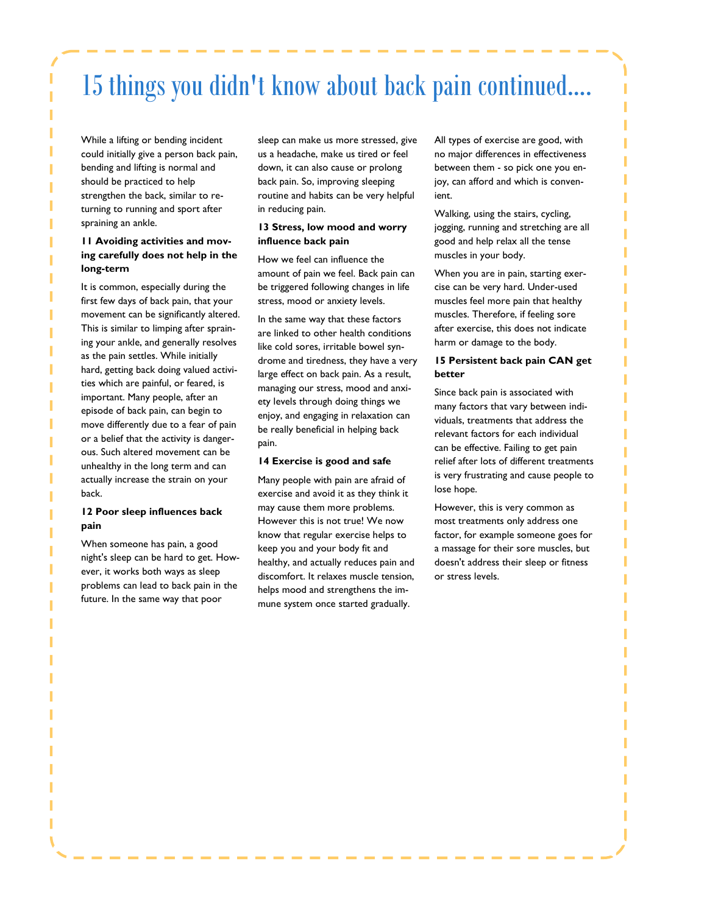# 15 things you didn't know about back pain continued....

While a lifting or bending incident could initially give a person back pain, bending and lifting is normal and should be practiced to help strengthen the back, similar to returning to running and sport after spraining an ankle.

**11 Avoiding activities and moving carefully does not help in the long-term**

It is common, especially during the first few days of back pain, that your movement can be significantly altered. This is similar to limping after spraining your ankle, and generally resolves as the pain settles. While initially hard, getting back doing valued activities which are painful, or feared, is important. Many people, after an episode of back pain, can begin to move differently due to a fear of pain or a belief that the activity is dangerous. Such altered movement can be unhealthy in the long term and can actually increase the strain on your back.

**12 Poor sleep influences back pain**

When someone has pain, a good night's sleep can be hard to get. However, it works both ways as sleep problems can lead to back pain in the future. In the same way that poor sleep can make us more stressed, give us a headache, make us tired or feel down, it can also cause or prolong back pain. So, improving sleeping routine and habits can be very helpful in reducing pain.

**13 Stress, low mood and worry influence back pain**

How we feel can influence the amount of pain we feel. Back pain can be triggered following changes in life stress, mood or anxiety levels.

In the same way that these factors are linked to other health conditions like cold sores, irritable bowel syndrome and tiredness, they have a very large effect on back pain. As a result, managing our stress, mood and anxiety levels through doing things we enjoy, and engaging in relaxation can be really beneficial in helping back pain.

**14 Exercise is good and safe**

Many people with pain are afraid of exercise and avoid it as they think it may cause them more problems. However this is not true! We now know that regular exercise helps to keep you and your body fit and healthy, and actually reduces pain and discomfort. It relaxes muscle tension, helps mood and strengthens the immune system once started gradually.

All types of exercise are good, with no major differences in effectiveness between them - so pick one you enjoy, can afford and which is convenient.

Walking, using the stairs, cycling, jogging, running and stretching are all good and help relax all the tense muscles in your body.

When you are in pain, starting exercise can be very hard. Under-used muscles feel more pain that healthy muscles. Therefore, if feeling sore after exercise, this does not indicate harm or damage to the body.

**15 Persistent back pain CAN get better**

Since back pain is associated with many factors that vary between individuals, treatments that address the relevant factors for each individual can be effective. Failing to get pain relief after lots of different treatments is very frustrating and cause people to lose hope.

However, this is very common as most treatments only address one factor, for example someone goes for a massage for their sore muscles, but doesn't address their sleep or fitness or stress levels.